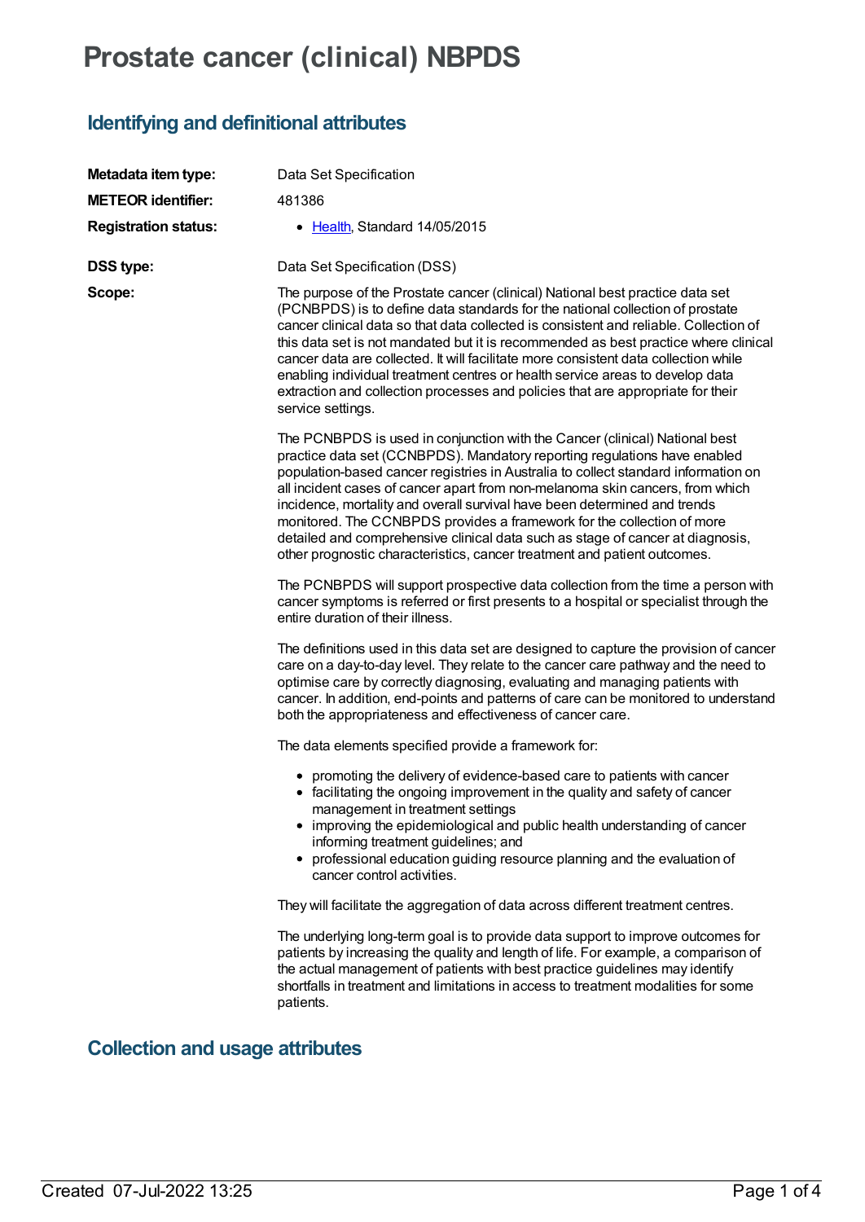# Prostate cancer (clinical) NBPDS

## Identifying and definitional attributes

**Metadata item type:** Data Set Specification

**METEOR identifier:** 481386

**Registration status:**

- Health, Standard 14/05/2015

**DSS type:** Data Set Specification (DSS)

**Scope:**

The purpose of the Prostate cancer (clinical) National best practice data set (PCNBPDS) is to define data standards for the national collection of prostate cancer clinical data so that data collected is consistent and reliable. Collection of this data set is not mandated but it is recommended as best practice where clinical cancer data are collected. It will facilitate more consistent data collection while enabling individual treatment centres or health service areas to develop data extraction and collection processes and policies that are appropriate for their service settings.

The PCNBPDS is used in conjunction with the Cancer (clinical) National best practice data set (CCNBPDS). Mandatory reporting regulations have enabled population-based cancer registries in Australia to collect standard information on all incident cases of cancer apart from non-melanoma skin cancers, from which incidence, mortality and overall survival have been determined and trends monitored. The CCNBPDS provides a framework for the collection of more detailed and comprehensive clinical data such as stage of cancer at diagnosis, other prognostic characteristics, cancer treatment and patient outcomes.

The PCNBPDS will support prospective data collection from the time a person with cancer symptoms is referred or first presents to a hospital or specialist through the entire duration of their illness.

The definitions used in this data set are designed to capture the provision of cancer care on a day-to-day level. They relate to the cancer care pathway and the need to optimise care by correctly diagnosing, evaluating and managing patients with cancer. In addition, end-points and patterns of care can be monitored to understand both the appropriateness and effectiveness of cancer care.

The data elements specified provide a framework for:

- promoting the delivery of evidence-based care to patients with cancer
- facilitating the ongoing improvement in the quality and safety of cancer management in treatment settings
- improving the epidemiological and public health understanding of cancer informing treatment guidelines; and
- professional education guiding resource planning and the evaluation of cancer control activities.

They will facilitate the aggregation of data across different treatment centres.

The underlying long-term goal is to provide data support to improve outcomes for patients by increasing the quality and length of life. For example, a comparison of the actual management of patients with best practice guidelines may identify shortfalls in treatment and limitations in access to treatment modalities for some patients.

## Collection and usage attributes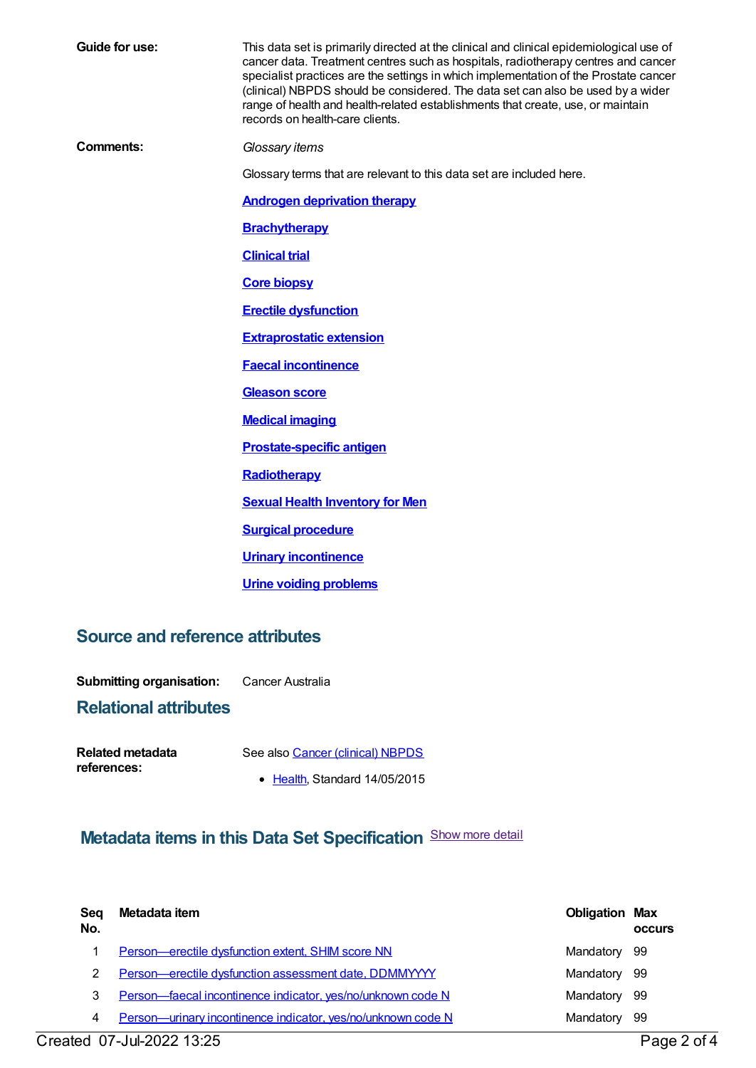**Guide for use:** This data set is primarily directed at the clinical and clinical epidemiological use of cancer data. Treatment centres such as hospitals, radiotherapy centres and cancer specialist practices are the settings in which implementation of the Prostate cancer (clinical) NBPDS should be considered. The data set can also be used by a wider range of health and health-related establishments that create, use, or maintain records on health-care clients.

**Comments:** *Glossary items*

Glossary terms that are relevant to this data set are included here.

**Androgen deprivation therapy**

**Brachytherapy**

**Clinical trial**

**Core biopsy**

**Erectile dysfunction**

**Extraprostatic extension**

**Faecal incontinence**

**Gleason score**

**Medical imaging**

**Prostate-specific antigen**

**Radiotherapy**

**Sexual Health Inventory for Men**

**Surgical procedure**

**Urinary incontinence**

**Urine voiding problems**

## Source and reference attributes

**Submitting organisation:** Cancer Australia

## Relational attributes

**Related metadata references:** See also Cancer (clinical) NBPDS

- Health, Standard 14/05/2015

## Metadata items in this Data Set Specification

Show more detail

| Seq No. | Metadata item | Obligation | Max occurs |
|---|---|---|---|
| 1 | Person—erectile dysfunction extent, SHIM score NN | Mandatory | 99 |
| 2 | Person—erectile dysfunction assessment date, DDMMYYYY | Mandatory | 99 |
| 3 | Person—faecal incontinence indicator, yes/no/unknown code N | Mandatory | 99 |
| 4 | Person—urinary incontinence indicator, yes/no/unknown code N | Mandatory | 99 |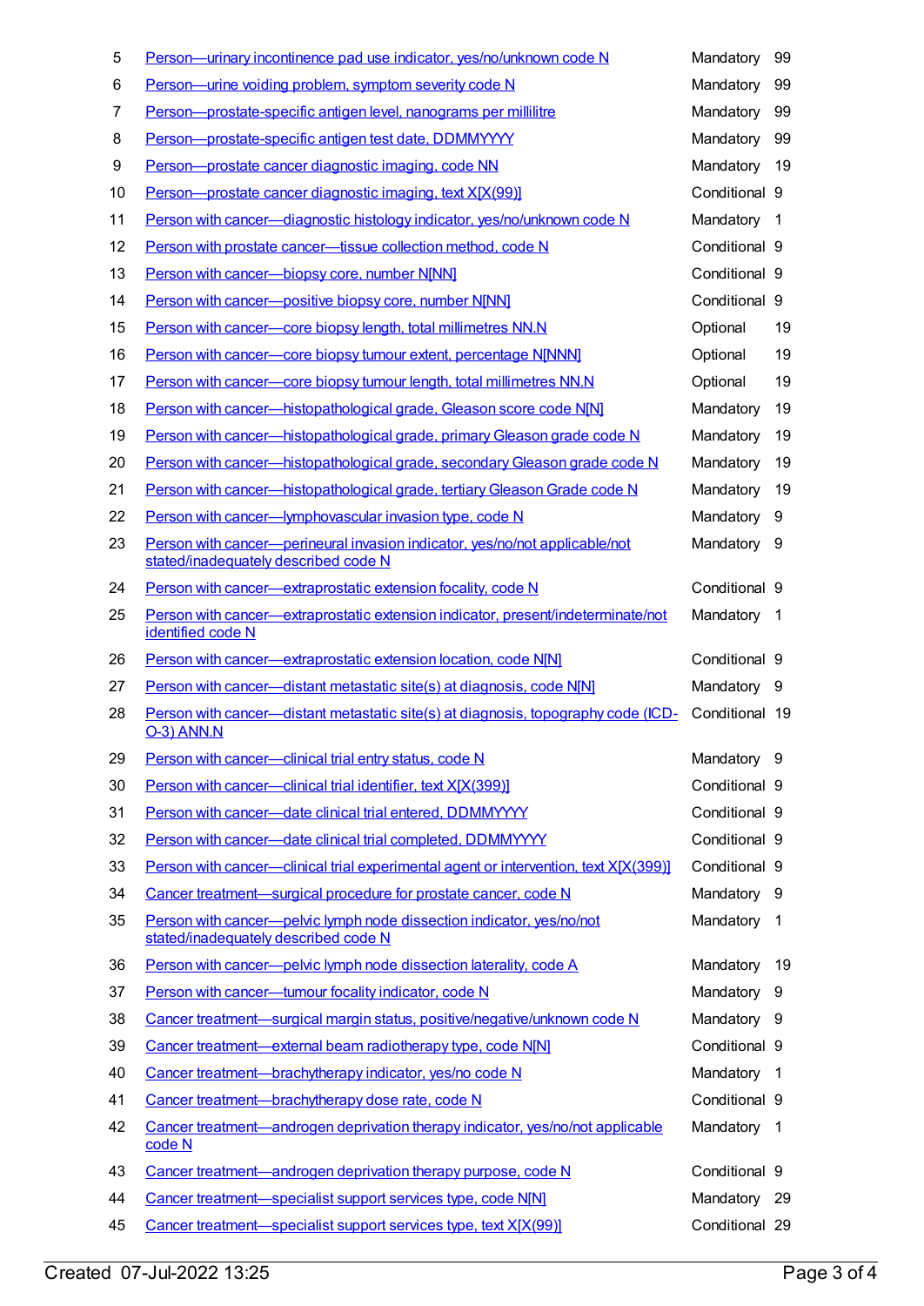| | | | |
|---|---|---|---|
| 5 | Person—urinary incontinence pad use indicator, yes/no/unknown code N | Mandatory | 99 |
| 6 | Person—urine voiding problem, symptom severity code N | Mandatory | 99 |
| 7 | Person—prostate-specific antigen level, nanograms per millilitre | Mandatory | 99 |
| 8 | Person—prostate-specific antigen test date, DDMMYYYY | Mandatory | 99 |
| 9 | Person—prostate cancer diagnostic imaging, code NN | Mandatory | 19 |
| 10 | Person—prostate cancer diagnostic imaging, text X[X(99)] | Conditional | 9 |
| 11 | Person with cancer—diagnostic histology indicator, yes/no/unknown code N | Mandatory | 1 |
| 12 | Person with prostate cancer—tissue collection method, code N | Conditional | 9 |
| 13 | Person with cancer—biopsy core, number N[NN] | Conditional | 9 |
| 14 | Person with cancer—positive biopsy core, number N[NN] | Conditional | 9 |
| 15 | Person with cancer—core biopsy length, total millimetres NN.N | Optional | 19 |
| 16 | Person with cancer—core biopsy tumour extent, percentage N[NNN] | Optional | 19 |
| 17 | Person with cancer—core biopsy tumour length, total millimetres NN.N | Optional | 19 |
| 18 | Person with cancer—histopathological grade, Gleason score code N[N] | Mandatory | 19 |
| 19 | Person with cancer—histopathological grade, primary Gleason grade code N | Mandatory | 19 |
| 20 | Person with cancer—histopathological grade, secondary Gleason grade code N | Mandatory | 19 |
| 21 | Person with cancer—histopathological grade, tertiary Gleason Grade code N | Mandatory | 19 |
| 22 | Person with cancer—lymphovascular invasion type, code N | Mandatory | 9 |
| 23 | Person with cancer—perineural invasion indicator, yes/no/not applicable/not stated/inadequately described code N | Mandatory | 9 |
| 24 | Person with cancer—extraprostatic extension focality, code N | Conditional | 9 |
| 25 | Person with cancer—extraprostatic extension indicator, present/indeterminate/not identified code N | Mandatory | 1 |
| 26 | Person with cancer—extraprostatic extension location, code N[N] | Conditional | 9 |
| 27 | Person with cancer—distant metastatic site(s) at diagnosis, code N[N] | Mandatory | 9 |
| 28 | Person with cancer—distant metastatic site(s) at diagnosis, topography code (ICD-O-3) ANN.N | Conditional | 19 |
| 29 | Person with cancer—clinical trial entry status, code N | Mandatory | 9 |
| 30 | Person with cancer—clinical trial identifier, text X[X(399)] | Conditional | 9 |
| 31 | Person with cancer—date clinical trial entered, DDMMYYYY | Conditional | 9 |
| 32 | Person with cancer—date clinical trial completed, DDMMYYYY | Conditional | 9 |
| 33 | Person with cancer—clinical trial experimental agent or intervention, text X[X(399)] | Conditional | 9 |
| 34 | Cancer treatment—surgical procedure for prostate cancer, code N | Mandatory | 9 |
| 35 | Person with cancer—pelvic lymph node dissection indicator, yes/no/not stated/inadequately described code N | Mandatory | 1 |
| 36 | Person with cancer—pelvic lymph node dissection laterality, code A | Mandatory | 19 |
| 37 | Person with cancer—tumour focality indicator, code N | Mandatory | 9 |
| 38 | Cancer treatment—surgical margin status, positive/negative/unknown code N | Mandatory | 9 |
| 39 | Cancer treatment—external beam radiotherapy type, code N[N] | Conditional | 9 |
| 40 | Cancer treatment—brachytherapy indicator, yes/no code N | Mandatory | 1 |
| 41 | Cancer treatment—brachytherapy dose rate, code N | Conditional | 9 |
| 42 | Cancer treatment—androgen deprivation therapy indicator, yes/no/not applicable code N | Mandatory | 1 |
| 43 | Cancer treatment—androgen deprivation therapy purpose, code N | Conditional | 9 |
| 44 | Cancer treatment—specialist support services type, code N[N] | Mandatory | 29 |
| 45 | Cancer treatment—specialist support services type, text X[X(99)] | Conditional | 29 |

Created 07-Jul-2022 13:25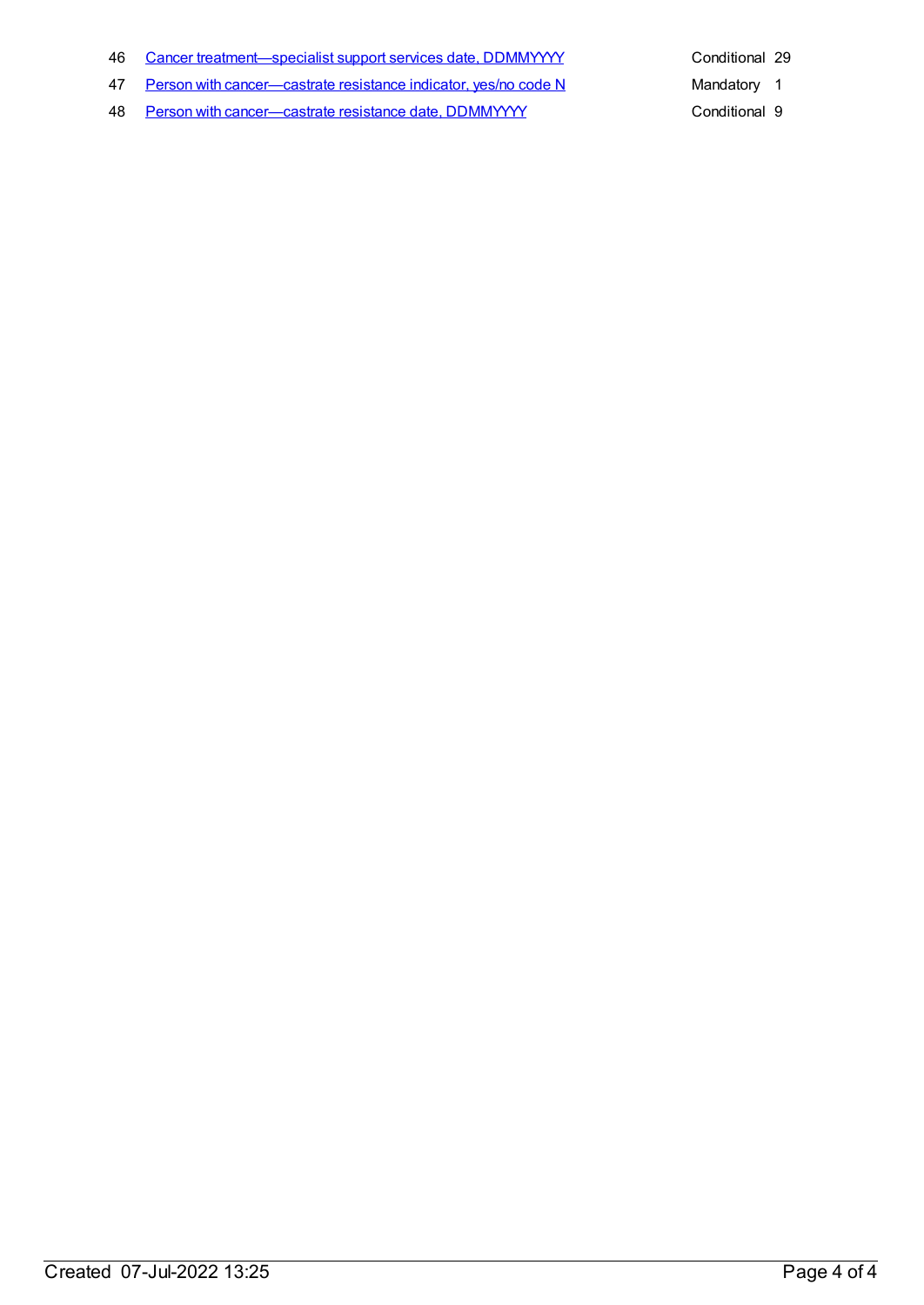| | | | |
|---|---|---|---|
| 46 | Cancer treatment—specialist support services date, DDMMYYYY | Conditional | 29 |
| 47 | Person with cancer—castrate resistance indicator, yes/no code N | Mandatory | 1 |
| 48 | Person with cancer—castrate resistance date, DDMMYYYY | Conditional | 9 |